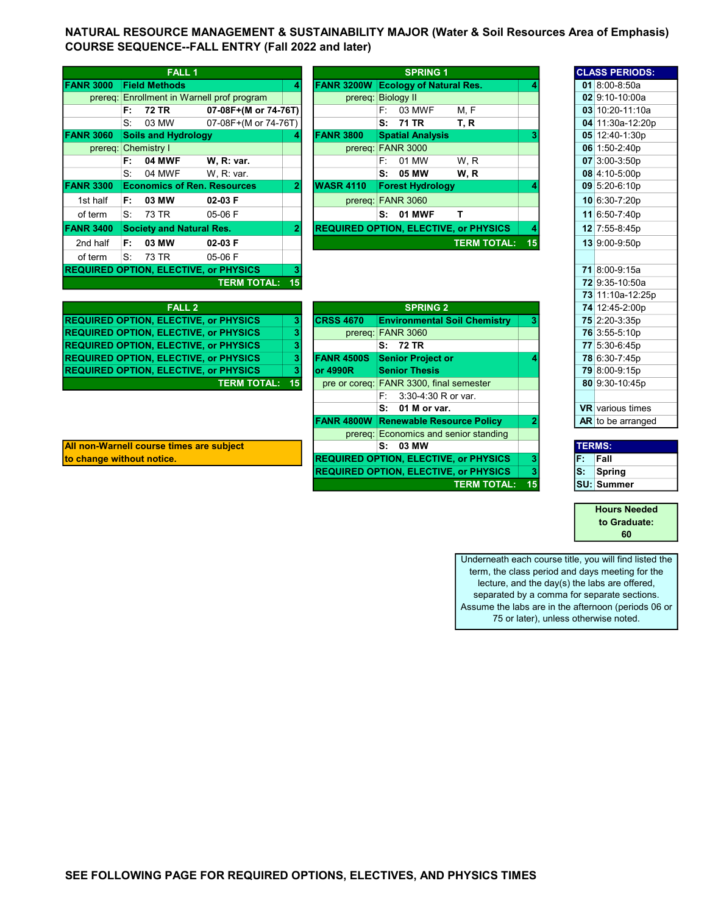# NATURAL RESOURCE MANAGEMENT & SUSTAINABILITY MAJOR (Water & Soil Resources Area of Emphasis)
## COURSE SEQUENCE--FALL ENTRY (Fall 2022 and later)

### FALL 1

| | | | | |
|---|---|---|---|---|
| **FANR 3000** | **Field Methods** | | | **4** |
| prereq: | Enrollment in Warnell prof program | | | |
| | **F:** | **72 TR** | **07-08F+(M or 74-76T)** | |
| | S: | 03 MW | 07-08F+(M or 74-76T) | |
| **FANR 3060** | **Soils and Hydrology** | | | **4** |
| prereq: | Chemistry I | | | |
| | **F:** | **04 MWF** | **W, R: var.** | |
| | S: | 04 MWF | W, R: var. | |
| **FANR 3300** | **Economics of Ren. Resources** | | | **2** |
| 1st half | **F:** | **03 MW** | **02-03 F** | |
| of term | S: | 73 TR | 05-06 F | |
| **FANR 3400** | **Society and Natural Res.** | | | **2** |
| 2nd half | **F:** | **03 MW** | **02-03 F** | |
| of term | S: | 73 TR | 05-06 F | |
| **REQUIRED OPTION, ELECTIVE, or PHYSICS** | | | | **3** |
| | | | **TERM TOTAL:** | **15** |

### SPRING 1

| | | | | |
|---|---|---|---|---|
| **FANR 3200W** | **Ecology of Natural Res.** | | | **4** |
| prereq: | Biology II | | | |
| | F: | 03 MWF | M, F | |
| | **S:** | **71 TR** | **T, R** | |
| **FANR 3800** | **Spatial Analysis** | | | **3** |
| prereq: | FANR 3000 | | | |
| | F: | 01 MW | W, R | |
| | **S:** | **05 MW** | **W, R** | |
| **WASR 4110** | **Forest Hydrology** | | | **4** |
| prereq: | FANR 3060 | | | |
| | **S:** | **01 MWF** | **T** | |
| **REQUIRED OPTION, ELECTIVE, or PHYSICS** | | | | **4** |
| | | | **TERM TOTAL:** | **15** |

### FALL 2

| | |
|---|---|
| **REQUIRED OPTION, ELECTIVE, or PHYSICS** | **3** |
| **REQUIRED OPTION, ELECTIVE, or PHYSICS** | **3** |
| **REQUIRED OPTION, ELECTIVE, or PHYSICS** | **3** |
| **REQUIRED OPTION, ELECTIVE, or PHYSICS** | **3** |
| **REQUIRED OPTION, ELECTIVE, or PHYSICS** | **3** |
| **TERM TOTAL:** | **15** |

### SPRING 2

| | | | | |
|---|---|---|---|---|
| **CRSS 4670** | **Environmental Soil Chemistry** | | | **3** |
| prereq: | FANR 3060 | | | |
| | **S:** | **72 TR** | | |
| **FANR 4500S or 4990R** | **Senior Project or Senior Thesis** | | | **4** |
| pre or coreq: | FANR 3300, final semester | | | |
| | F: | 3:30-4:30 R or var. | | |
| | **S:** | **01 M or var.** | | |
| **FANR 4800W** | **Renewable Resource Policy** | | | **2** |
| prereq: | Economics and senior standing | | | |
| | **S:** | **03 MW** | | |
| **REQUIRED OPTION, ELECTIVE, or PHYSICS** | | | | **3** |
| **REQUIRED OPTION, ELECTIVE, or PHYSICS** | | | | **3** |
| | | | **TERM TOTAL:** | **15** |

**All non-Warnell course times are subject to change without notice.**

### CLASS PERIODS:

| Period | Time |
|---|---|
| **01** | 8:00-8:50a |
| **02** | 9:10-10:00a |
| **03** | 10:20-11:10a |
| **04** | 11:30a-12:20p |
| **05** | 12:40-1:30p |
| **06** | 1:50-2:40p |
| **07** | 3:00-3:50p |
| **08** | 4:10-5:00p |
| **09** | 5:20-6:10p |
| **10** | 6:30-7:20p |
| **11** | 6:50-7:40p |
| **12** | 7:55-8:45p |
| **13** | 9:00-9:50p |
| **71** | 8:00-9:15a |
| **72** | 9:35-10:50a |
| **73** | 11:10a-12:25p |
| **74** | 12:45-2:00p |
| **75** | 2:20-3:35p |
| **76** | 3:55-5:10p |
| **77** | 5:30-6:45p |
| **78** | 6:30-7:45p |
| **79** | 8:00-9:15p |
| **80** | 9:30-10:45p |
| **VR** | various times |
| **AR** | to be arranged |

### TERMS:

| | |
|---|---|
| **F:** | Fall |
| **S:** | Spring |
| **SU:** | Summer |

**Hours Needed to Graduate: 60**

Underneath each course title, you will find listed the term, the class period and days meeting for the lecture, and the day(s) the labs are offered, separated by a comma for separate sections. Assume the labs are in the afternoon (periods 06 or 75 or later), unless otherwise noted.

**SEE FOLLOWING PAGE FOR REQUIRED OPTIONS, ELECTIVES, AND PHYSICS TIMES**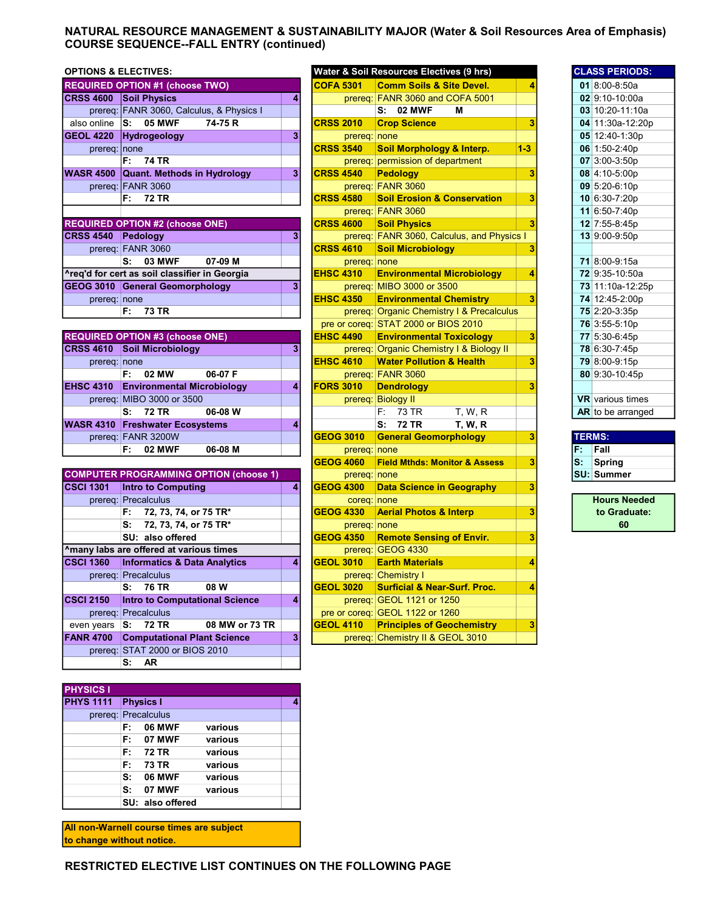# NATURAL RESOURCE MANAGEMENT & SUSTAINABILITY MAJOR (Water & Soil Resources Area of Emphasis) COURSE SEQUENCE--FALL ENTRY (continued)

## OPTIONS & ELECTIVES:

| REQUIRED OPTION #1 (choose TWO) | | |
|---|---|---|
| CRSS 4600 | Soil Physics | 4 |
| prereq: | FANR 3060, Calculus, & Physics I | |
| also online | S: 05 MWF 74-75 R | |
| GEOL 4220 | Hydrogeology | 3 |
| prereq: | none | |
| | F: 74 TR | |
| WASR 4500 | Quant. Methods in Hydrology | 3 |
| prereq: | FANR 3060 | |
| | F: 72 TR | |

| REQUIRED OPTION #2 (choose ONE) | | |
|---|---|---|
| CRSS 4540 | Pedology | 3 |
| prereq: | FANR 3060 | |
| | S: 03 MWF 07-09 M | |
| ^req'd for cert as soil classifier in Georgia | | |
| GEOG 3010 | General Geomorphology | 3 |
| prereq: | none | |
| | F: 73 TR | |

| REQUIRED OPTION #3 (choose ONE) | | |
|---|---|---|
| CRSS 4610 | Soil Microbiology | 3 |
| prereq: | none | |
| | F: 02 MW 06-07 F | |
| EHSC 4310 | Environmental Microbiology | 4 |
| prereq: | MIBO 3000 or 3500 | |
| | S: 72 TR 06-08 W | |
| WASR 4310 | Freshwater Ecosystems | 4 |
| prereq: | FANR 3200W | |
| | F: 02 MWF 06-08 M | |

| COMPUTER PROGRAMMING OPTION (choose 1) | | |
|---|---|---|
| CSCI 1301 | Intro to Computing | 4 |
| prereq: | Precalculus | |
| | F: 72, 73, 74, or 75 TR* | |
| | S: 72, 73, 74, or 75 TR* | |
| | SU: also offered | |
| ^many labs are offered at various times | | |
| CSCI 1360 | Informatics & Data Analytics | 4 |
| prereq: | Precalculus | |
| | S: 76 TR 08 W | |
| CSCI 2150 | Intro to Computational Science | 4 |
| prereq: | Precalculus | |
| even years | S: 72 TR 08 MW or 73 TR | |
| FANR 4700 | Computational Plant Science | 3 |
| prereq: | STAT 2000 or BIOS 2010 | |
| | S: AR | |

| PHYSICS I | | |
|---|---|---|
| PHYS 1111 | Physics I | 4 |
| prereq: | Precalculus | |
| | F: 06 MWF various | |
| | F: 07 MWF various | |
| | F: 72 TR various | |
| | F: 73 TR various | |
| | S: 06 MWF various | |
| | S: 07 MWF various | |
| | SU: also offered | |

**All non-Warnell course times are subject to change without notice.**

| Water & Soil Resources Electives (9 hrs) | | |
|---|---|---|
| COFA 5301 | Comm Soils & Site Devel. | 4 |
| prereq: | FANR 3060 and COFA 5001 | |
| | S: 02 MWF M | |
| CRSS 2010 | Crop Science | 3 |
| prereq: | none | |
| CRSS 3540 | Soil Morphology & Interp. | 1-3 |
| prereq: | permission of department | |
| CRSS 4540 | Pedology | 3 |
| prereq: | FANR 3060 | |
| CRSS 4580 | Soil Erosion & Conservation | 3 |
| prereq: | FANR 3060 | |
| CRSS 4600 | Soil Physics | 3 |
| prereq: | FANR 3060, Calculus, and Physics I | |
| CRSS 4610 | Soil Microbiology | 3 |
| prereq: | none | |
| EHSC 4310 | Environmental Microbiology | 4 |
| prereq: | MIBO 3000 or 3500 | |
| EHSC 4350 | Environmental Chemistry | 3 |
| prereq: | Organic Chemistry I & Precalculus | |
| pre or coreq: | STAT 2000 or BIOS 2010 | |
| EHSC 4490 | Environmental Toxicology | 3 |
| prereq: | Organic Chemistry I & Biology II | |
| EHSC 4610 | Water Pollution & Health | 3 |
| prereq: | FANR 3060 | |
| FORS 3010 | Dendrology | 3 |
| prereq: | Biology II | |
| | F: 73 TR T, W, R | |
| | S: 72 TR T, W, R | |
| GEOG 3010 | General Geomorphology | 3 |
| prereq: | none | |
| GEOG 4060 | Field Mthds: Monitor & Assess | 3 |
| prereq: | none | |
| GEOG 4300 | Data Science in Geography | 3 |
| coreq: | none | |
| GEOG 4330 | Aerial Photos & Interp | 3 |
| prereq: | none | |
| GEOG 4350 | Remote Sensing of Envir. | 3 |
| prereq: | GEOG 4330 | |
| GEOL 3010 | Earth Materials | 4 |
| prereq: | Chemistry I | |
| GEOL 3020 | Surficial & Near-Surf. Proc. | 4 |
| prereq: | GEOL 1121 or 1250 | |
| pre or coreq: | GEOL 1122 or 1260 | |
| GEOL 4110 | Principles of Geochemistry | 3 |
| prereq: | Chemistry II & GEOL 3010 | |

| CLASS PERIODS: | |
|---|---|
| 01 | 8:00-8:50a |
| 02 | 9:10-10:00a |
| 03 | 10:20-11:10a |
| 04 | 11:30a-12:20p |
| 05 | 12:40-1:30p |
| 06 | 1:50-2:40p |
| 07 | 3:00-3:50p |
| 08 | 4:10-5:00p |
| 09 | 5:20-6:10p |
| 10 | 6:30-7:20p |
| 11 | 6:50-7:40p |
| 12 | 7:55-8:45p |
| 13 | 9:00-9:50p |
| 71 | 8:00-9:15a |
| 72 | 9:35-10:50a |
| 73 | 11:10a-12:25p |
| 74 | 12:45-2:00p |
| 75 | 2:20-3:35p |
| 76 | 3:55-5:10p |
| 77 | 5:30-6:45p |
| 78 | 6:30-7:45p |
| 79 | 8:00-9:15p |
| 80 | 9:30-10:45p |
| VR | various times |
| AR | to be arranged |

| TERMS: | |
|---|---|
| F: | Fall |
| S: | Spring |
| SU: | Summer |

**Hours Needed to Graduate: 60**

**RESTRICTED ELECTIVE LIST CONTINUES ON THE FOLLOWING PAGE**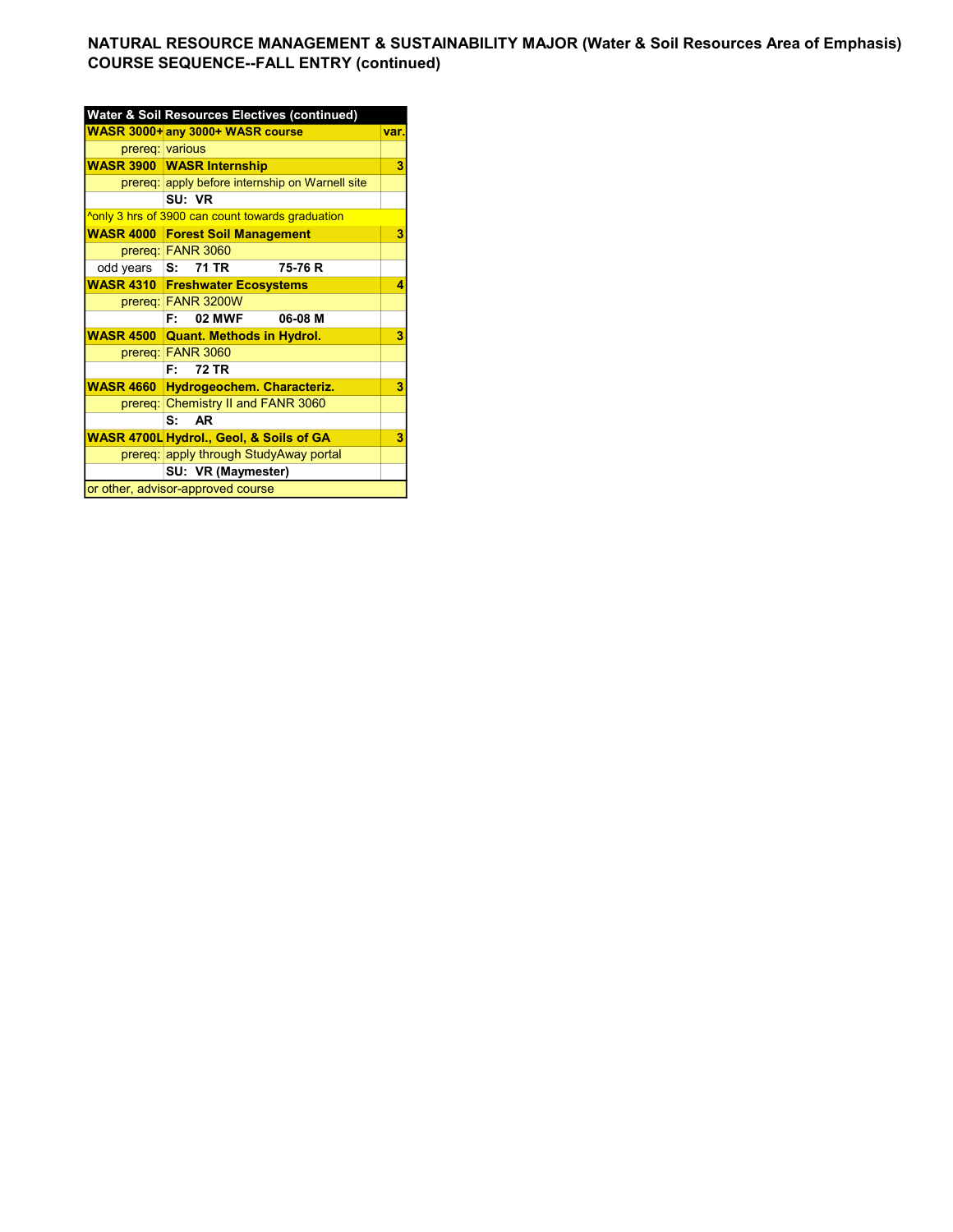## NATURAL RESOURCE MANAGEMENT & SUSTAINABILITY MAJOR (Water & Soil Resources Area of Emphasis) COURSE SEQUENCE--FALL ENTRY (continued)

| Water & Soil Resources Electives (continued) | | |
|---|---|---|
| **WASR 3000+** | **any 3000+ WASR course** | **var.** |
| prereq: | various | |
| **WASR 3900** | **WASR Internship** | **3** |
| prereq: | apply before internship on Warnell site | |
| | **SU: VR** | |
| ^only 3 hrs of 3900 can count towards graduation | | |
| **WASR 4000** | **Forest Soil Management** | **3** |
| prereq: | FANR 3060 | |
| odd years | **S: 71 TR 75-76 R** | |
| **WASR 4310** | **Freshwater Ecosystems** | **4** |
| prereq: | FANR 3200W | |
| | **F: 02 MWF 06-08 M** | |
| **WASR 4500** | **Quant. Methods in Hydrol.** | **3** |
| prereq: | FANR 3060 | |
| | **F: 72 TR** | |
| **WASR 4660** | **Hydrogeochem. Characteriz.** | **3** |
| prereq: | Chemistry II and FANR 3060 | |
| | **S: AR** | |
| **WASR 4700L** | **Hydrol., Geol, & Soils of GA** | **3** |
| prereq: | apply through StudyAway portal | |
| | **SU: VR (Maymester)** | |
| or other, advisor-approved course | | |